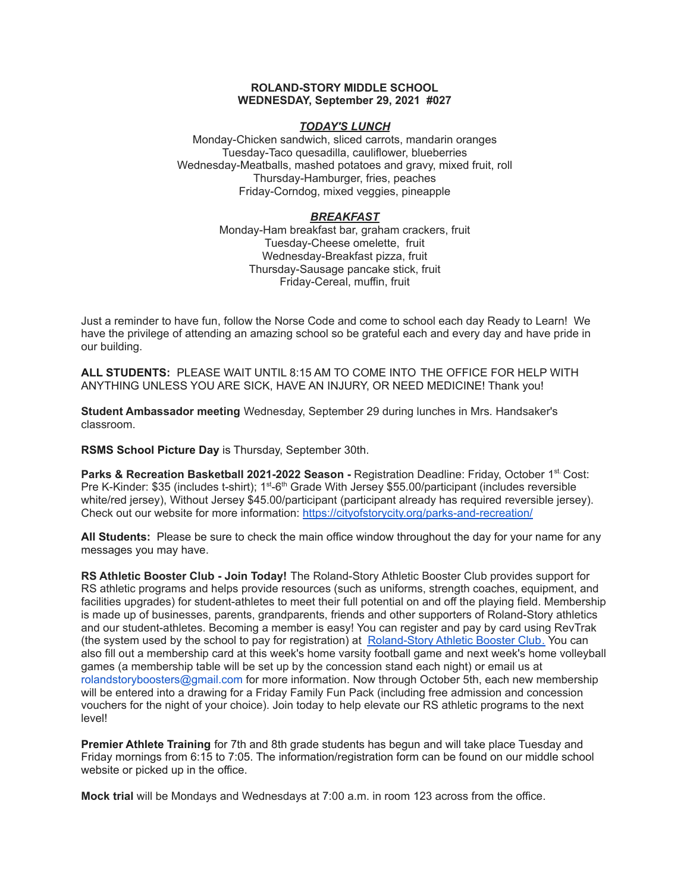**ROLAND-STORY MIDDLE SCHOOL**
**WEDNESDAY, September 29, 2021 #027**

***TODAY'S LUNCH***

Monday-Chicken sandwich, sliced carrots, mandarin oranges
Tuesday-Taco quesadilla, cauliflower, blueberries
Wednesday-Meatballs, mashed potatoes and gravy, mixed fruit, roll
Thursday-Hamburger, fries, peaches
Friday-Corndog, mixed veggies, pineapple

***BREAKFAST***

Monday-Ham breakfast bar, graham crackers, fruit
Tuesday-Cheese omelette, fruit
Wednesday-Breakfast pizza, fruit
Thursday-Sausage pancake stick, fruit
Friday-Cereal, muffin, fruit

Just a reminder to have fun, follow the Norse Code and come to school each day Ready to Learn! We have the privilege of attending an amazing school so be grateful each and every day and have pride in our building.

**ALL STUDENTS:** PLEASE WAIT UNTIL 8:15 AM TO COME INTO THE OFFICE FOR HELP WITH ANYTHING UNLESS YOU ARE SICK, HAVE AN INJURY, OR NEED MEDICINE! Thank you!

**Student Ambassador meeting** Wednesday, September 29 during lunches in Mrs. Handsaker's classroom.

**RSMS School Picture Day** is Thursday, September 30th.

**Parks & Recreation Basketball 2021-2022 Season -** Registration Deadline: Friday, October 1st. Cost: Pre K-Kinder: $35 (includes t-shirt); 1st-6th Grade With Jersey $55.00/participant (includes reversible white/red jersey), Without Jersey $45.00/participant (participant already has required reversible jersey). Check out our website for more information: https://cityofstorycity.org/parks-and-recreation/

**All Students:** Please be sure to check the main office window throughout the day for your name for any messages you may have.

**RS Athletic Booster Club - Join Today!** The Roland-Story Athletic Booster Club provides support for RS athletic programs and helps provide resources (such as uniforms, strength coaches, equipment, and facilities upgrades) for student-athletes to meet their full potential on and off the playing field. Membership is made up of businesses, parents, grandparents, friends and other supporters of Roland-Story athletics and our student-athletes. Becoming a member is easy! You can register and pay by card using RevTrak (the system used by the school to pay for registration) at Roland-Story Athletic Booster Club. You can also fill out a membership card at this week's home varsity football game and next week's home volleyball games (a membership table will be set up by the concession stand each night) or email us at rolandstoryboosters@gmail.com for more information. Now through October 5th, each new membership will be entered into a drawing for a Friday Family Fun Pack (including free admission and concession vouchers for the night of your choice). Join today to help elevate our RS athletic programs to the next level!

**Premier Athlete Training** for 7th and 8th grade students has begun and will take place Tuesday and Friday mornings from 6:15 to 7:05. The information/registration form can be found on our middle school website or picked up in the office.

**Mock trial** will be Mondays and Wednesdays at 7:00 a.m. in room 123 across from the office.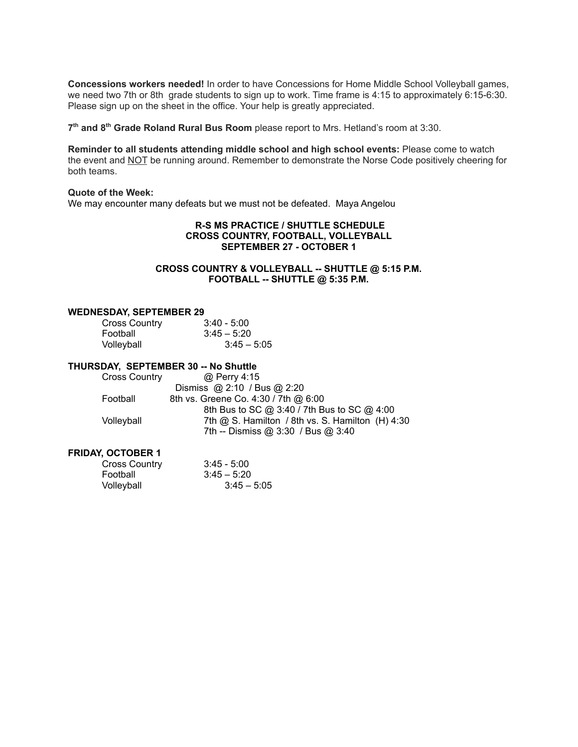**Concessions workers needed!** In order to have Concessions for Home Middle School Volleyball games, we need two 7th or 8th grade students to sign up to work. Time frame is 4:15 to approximately 6:15-6:30. Please sign up on the sheet in the office. Your help is greatly appreciated.

**7th and 8th Grade Roland Rural Bus Room** please report to Mrs. Hetland's room at 3:30.

**Reminder to all students attending middle school and high school events:** Please come to watch the event and NOT be running around. Remember to demonstrate the Norse Code positively cheering for both teams.

**Quote of the Week:**
We may encounter many defeats but we must not be defeated. Maya Angelou

**R-S MS PRACTICE / SHUTTLE SCHEDULE**
**CROSS COUNTRY, FOOTBALL, VOLLEYBALL**
**SEPTEMBER 27 - OCTOBER 1**

**CROSS COUNTRY & VOLLEYBALL -- SHUTTLE @ 5:15 P.M.**
**FOOTBALL -- SHUTTLE @ 5:35 P.M.**

**WEDNESDAY, SEPTEMBER 29**

| | |
|---|---|
| Cross Country | 3:40 - 5:00 |
| Football | 3:45 – 5:20 |
| Volleyball | 3:45 – 5:05 |

**THURSDAY, SEPTEMBER 30 -- No Shuttle**

| | |
|---|---|
| Cross Country | @ Perry 4:15 |
| | Dismiss @ 2:10 / Bus @ 2:20 |
| Football | 8th vs. Greene Co. 4:30 / 7th @ 6:00 |
| | 8th Bus to SC @ 3:40 / 7th Bus to SC @ 4:00 |
| Volleyball | 7th @ S. Hamilton / 8th vs. S. Hamilton (H) 4:30 |
| | 7th -- Dismiss @ 3:30 / Bus @ 3:40 |

**FRIDAY, OCTOBER 1**

| | |
|---|---|
| Cross Country | 3:45 - 5:00 |
| Football | 3:45 – 5:20 |
| Volleyball | 3:45 – 5:05 |